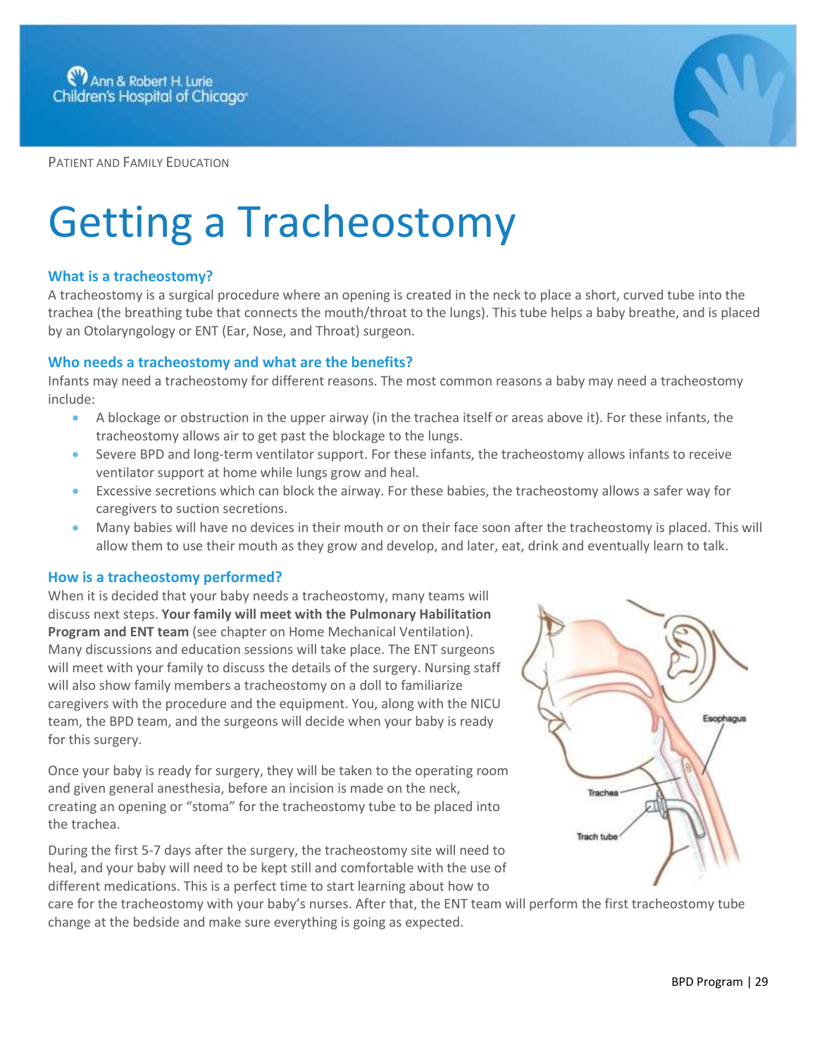Patient and Family Education

# Getting a Tracheostomy

### What is a tracheostomy?

A tracheostomy is a surgical procedure where an opening is created in the neck to place a short, curved tube into the trachea (the breathing tube that connects the mouth/throat to the lungs). This tube helps a baby breathe, and is placed by an Otolaryngology or ENT (Ear, Nose, and Throat) surgeon.

### Who needs a tracheostomy and what are the benefits?

Infants may need a tracheostomy for different reasons. The most common reasons a baby may need a tracheostomy include:

- A blockage or obstruction in the upper airway (in the trachea itself or areas above it). For these infants, the tracheostomy allows air to get past the blockage to the lungs.
- Severe BPD and long-term ventilator support. For these infants, the tracheostomy allows infants to receive ventilator support at home while lungs grow and heal.
- Excessive secretions which can block the airway. For these babies, the tracheostomy allows a safer way for caregivers to suction secretions.
- Many babies will have no devices in their mouth or on their face soon after the tracheostomy is placed. This will allow them to use their mouth as they grow and develop, and later, eat, drink and eventually learn to talk.

### How is a tracheostomy performed?

When it is decided that your baby needs a tracheostomy, many teams will discuss next steps. **Your family will meet with the Pulmonary Habilitation Program and ENT team** (see chapter on Home Mechanical Ventilation). Many discussions and education sessions will take place. The ENT surgeons will meet with your family to discuss the details of the surgery. Nursing staff will also show family members a tracheostomy on a doll to familiarize caregivers with the procedure and the equipment. You, along with the NICU team, the BPD team, and the surgeons will decide when your baby is ready for this surgery.

Once your baby is ready for surgery, they will be taken to the operating room and given general anesthesia, before an incision is made on the neck, creating an opening or "stoma" for the tracheostomy tube to be placed into the trachea.

During the first 5-7 days after the surgery, the tracheostomy site will need to heal, and your baby will need to be kept still and comfortable with the use of different medications. This is a perfect time to start learning about how to care for the tracheostomy with your baby's nurses. After that, the ENT team will perform the first tracheostomy tube change at the bedside and make sure everything is going as expected.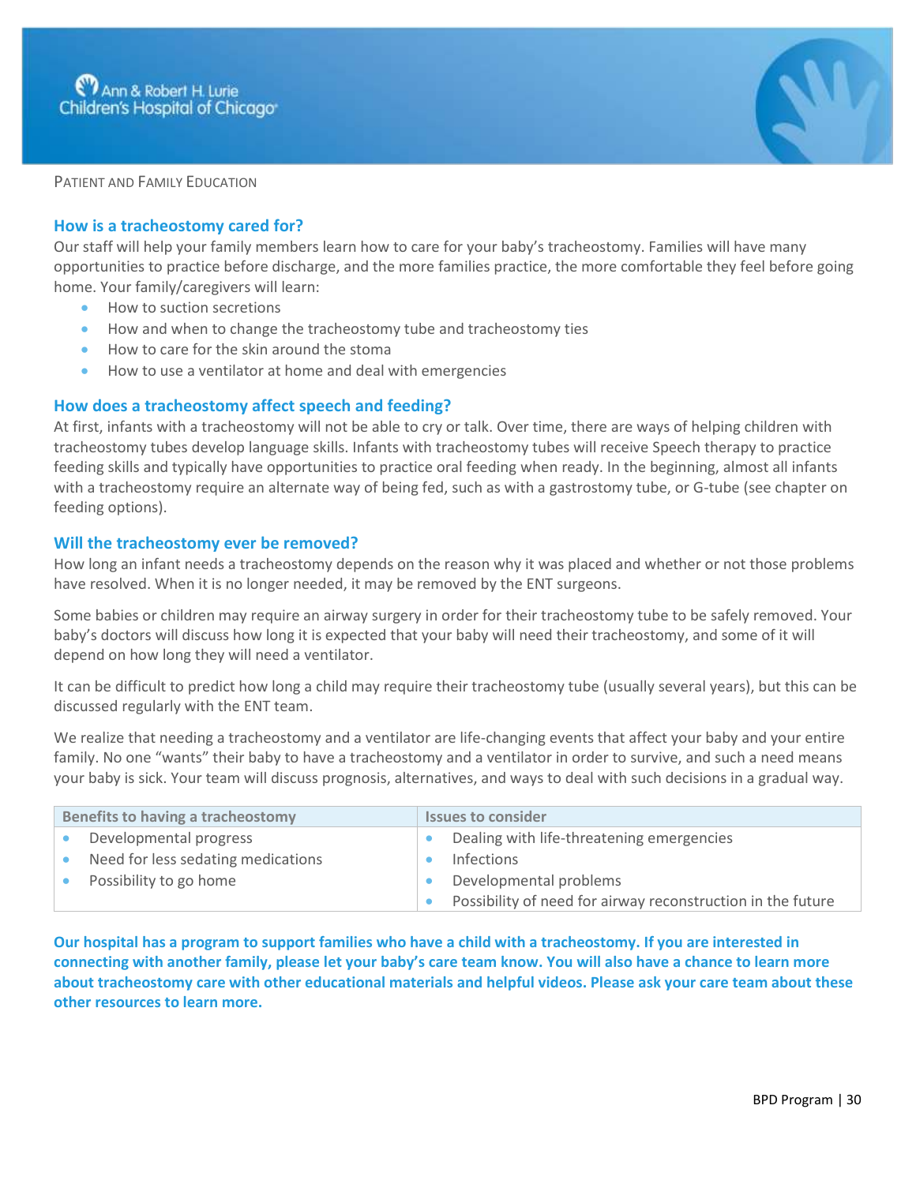PATIENT AND FAMILY EDUCATION

## How is a tracheostomy cared for?

Our staff will help your family members learn how to care for your baby's tracheostomy. Families will have many opportunities to practice before discharge, and the more families practice, the more comfortable they feel before going home. Your family/caregivers will learn:

- How to suction secretions
- How and when to change the tracheostomy tube and tracheostomy ties
- How to care for the skin around the stoma
- How to use a ventilator at home and deal with emergencies

## How does a tracheostomy affect speech and feeding?

At first, infants with a tracheostomy will not be able to cry or talk. Over time, there are ways of helping children with tracheostomy tubes develop language skills. Infants with tracheostomy tubes will receive Speech therapy to practice feeding skills and typically have opportunities to practice oral feeding when ready. In the beginning, almost all infants with a tracheostomy require an alternate way of being fed, such as with a gastrostomy tube, or G-tube (see chapter on feeding options).

## Will the tracheostomy ever be removed?

How long an infant needs a tracheostomy depends on the reason why it was placed and whether or not those problems have resolved. When it is no longer needed, it may be removed by the ENT surgeons.

Some babies or children may require an airway surgery in order for their tracheostomy tube to be safely removed. Your baby's doctors will discuss how long it is expected that your baby will need their tracheostomy, and some of it will depend on how long they will need a ventilator.

It can be difficult to predict how long a child may require their tracheostomy tube (usually several years), but this can be discussed regularly with the ENT team.

We realize that needing a tracheostomy and a ventilator are life-changing events that affect your baby and your entire family. No one "wants" their baby to have a tracheostomy and a ventilator in order to survive, and such a need means your baby is sick. Your team will discuss prognosis, alternatives, and ways to deal with such decisions in a gradual way.

| Benefits to having a tracheostomy | Issues to consider |
|---|---|
| • Developmental progress<br>• Need for less sedating medications<br>• Possibility to go home | • Dealing with life-threatening emergencies<br>• Infections<br>• Developmental problems<br>• Possibility of need for airway reconstruction in the future |

**Our hospital has a program to support families who have a child with a tracheostomy. If you are interested in connecting with another family, please let your baby's care team know. You will also have a chance to learn more about tracheostomy care with other educational materials and helpful videos. Please ask your care team about these other resources to learn more.**